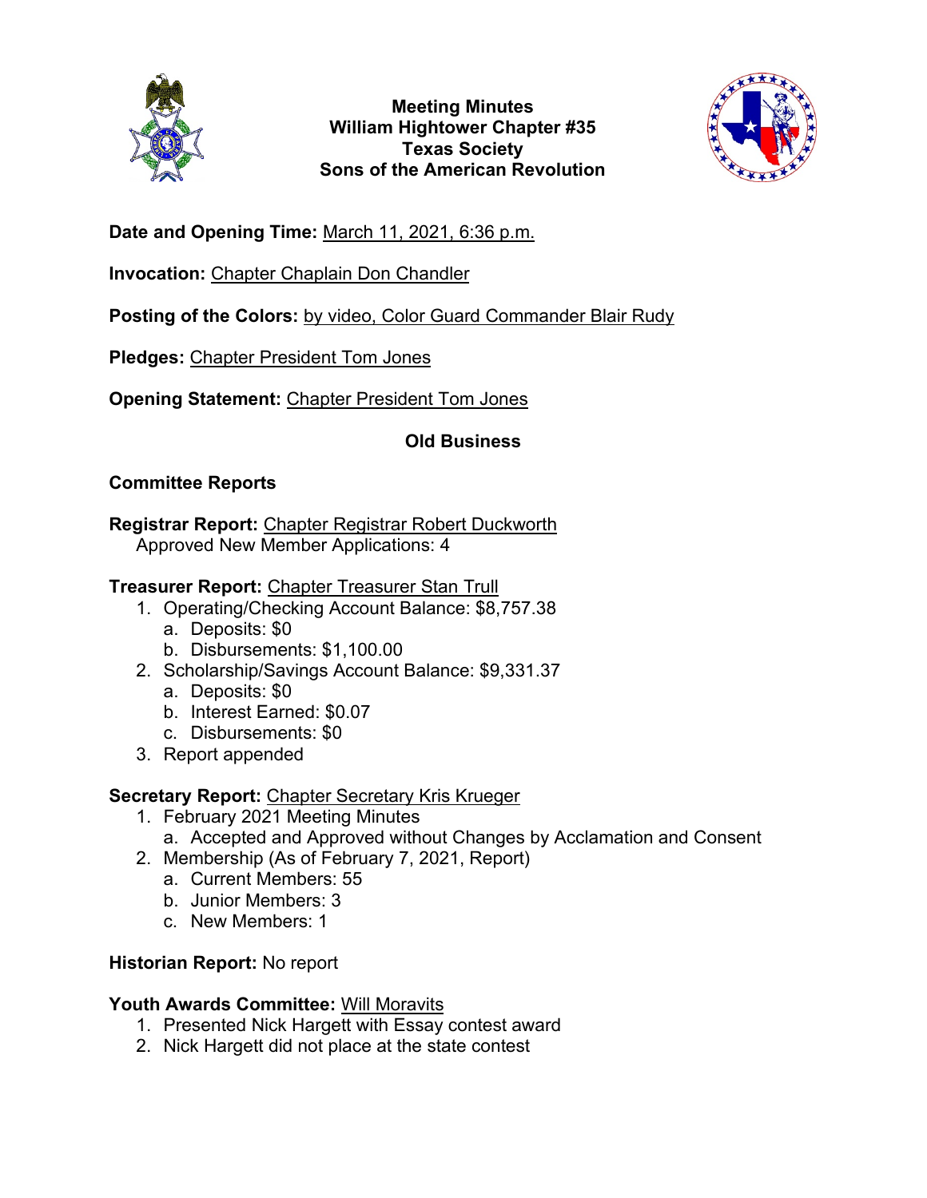# Meeting Minutes
## William Hightower Chapter #35
## Texas Society
## Sons of the American Revolution

**Date and Opening Time:** March 11, 2021, 6:36 p.m.

**Invocation:** Chapter Chaplain Don Chandler

**Posting of the Colors:** by video, Color Guard Commander Blair Rudy

**Pledges:** Chapter President Tom Jones

**Opening Statement:** Chapter President Tom Jones

## Old Business

### Committee Reports

**Registrar Report:** Chapter Registrar Robert Duckworth
Approved New Member Applications: 4

**Treasurer Report:** Chapter Treasurer Stan Trull

1. Operating/Checking Account Balance: $8,757.38
   a. Deposits: $0
   b. Disbursements: $1,100.00
2. Scholarship/Savings Account Balance: $9,331.37
   a. Deposits: $0
   b. Interest Earned: $0.07
   c. Disbursements: $0
3. Report appended

**Secretary Report:** Chapter Secretary Kris Krueger

1. February 2021 Meeting Minutes
   a. Accepted and Approved without Changes by Acclamation and Consent
2. Membership (As of February 7, 2021, Report)
   a. Current Members: 55
   b. Junior Members: 3
   c. New Members: 1

**Historian Report:** No report

**Youth Awards Committee:** Will Moravits

1. Presented Nick Hargett with Essay contest award
2. Nick Hargett did not place at the state contest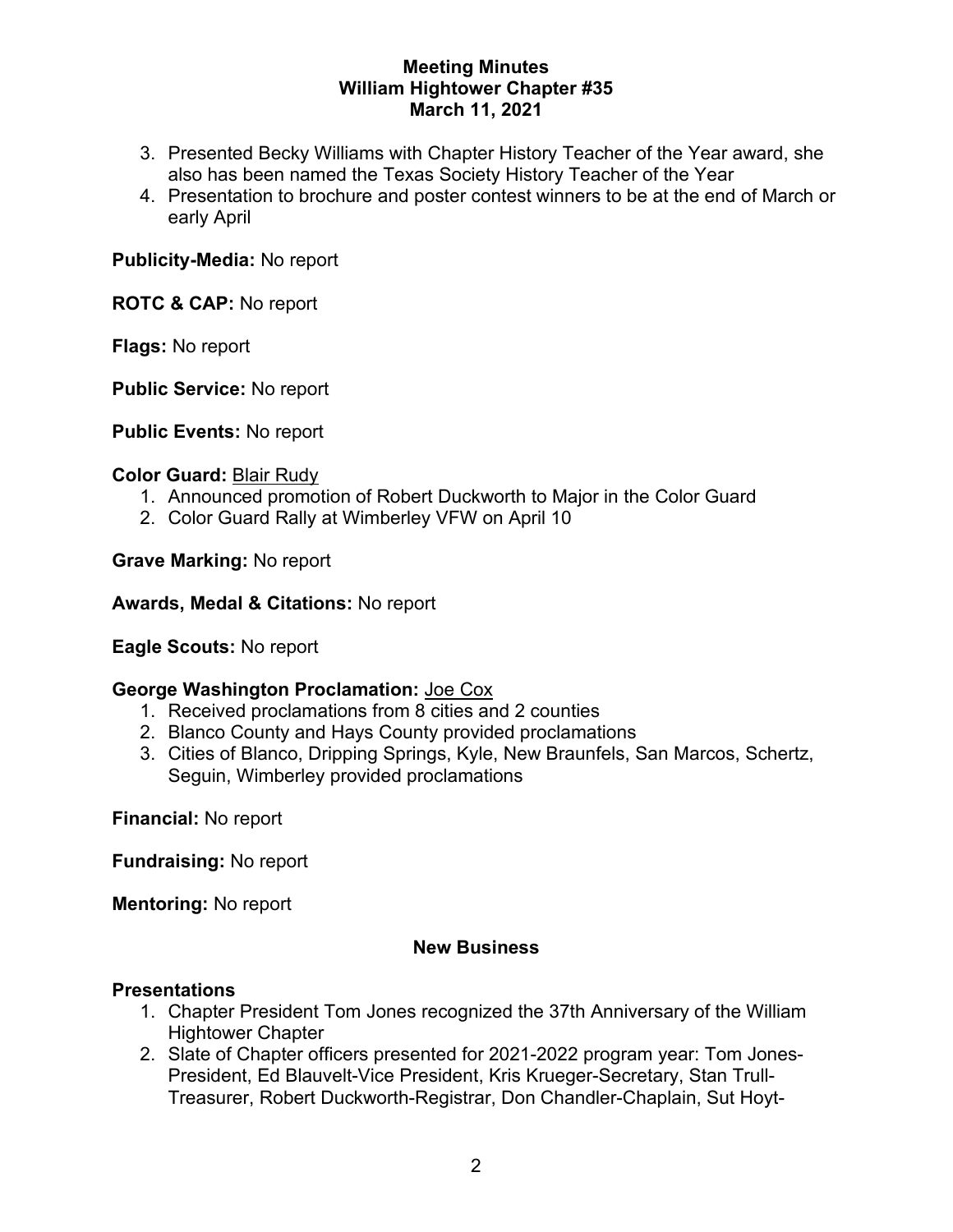3. Presented Becky Williams with Chapter History Teacher of the Year award, she also has been named the Texas Society History Teacher of the Year
4. Presentation to brochure and poster contest winners to be at the end of March or early April

**Publicity-Media:** No report

**ROTC & CAP:** No report

**Flags:** No report

**Public Service:** No report

**Public Events:** No report

**Color Guard:** Blair Rudy

1. Announced promotion of Robert Duckworth to Major in the Color Guard
2. Color Guard Rally at Wimberley VFW on April 10

**Grave Marking:** No report

**Awards, Medal & Citations:** No report

**Eagle Scouts:** No report

**George Washington Proclamation:** Joe Cox

1. Received proclamations from 8 cities and 2 counties
2. Blanco County and Hays County provided proclamations
3. Cities of Blanco, Dripping Springs, Kyle, New Braunfels, San Marcos, Schertz, Seguin, Wimberley provided proclamations

**Financial:** No report

**Fundraising:** No report

**Mentoring:** No report

## New Business

**Presentations**

1. Chapter President Tom Jones recognized the 37th Anniversary of the William Hightower Chapter
2. Slate of Chapter officers presented for 2021-2022 program year: Tom Jones-President, Ed Blauvelt-Vice President, Kris Krueger-Secretary, Stan Trull-Treasurer, Robert Duckworth-Registrar, Don Chandler-Chaplain, Sut Hoyt-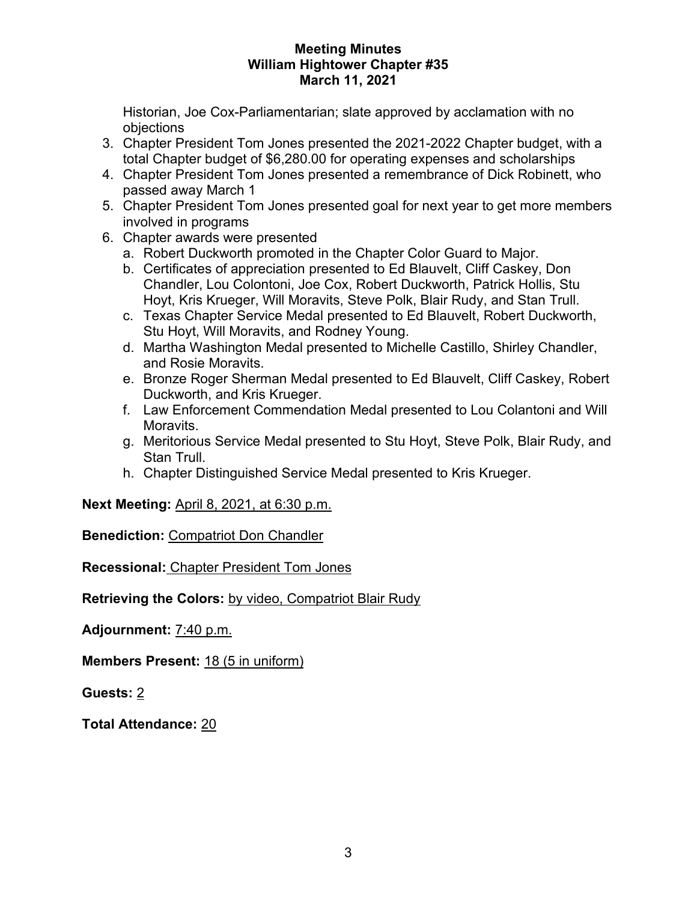**Meeting Minutes**
**William Hightower Chapter #35**
**March 11, 2021**

Historian, Joe Cox-Parliamentarian; slate approved by acclamation with no objections

3. Chapter President Tom Jones presented the 2021-2022 Chapter budget, with a total Chapter budget of $6,280.00 for operating expenses and scholarships
4. Chapter President Tom Jones presented a remembrance of Dick Robinett, who passed away March 1
5. Chapter President Tom Jones presented goal for next year to get more members involved in programs
6. Chapter awards were presented
   a. Robert Duckworth promoted in the Chapter Color Guard to Major.
   b. Certificates of appreciation presented to Ed Blauvelt, Cliff Caskey, Don Chandler, Lou Colontoni, Joe Cox, Robert Duckworth, Patrick Hollis, Stu Hoyt, Kris Krueger, Will Moravits, Steve Polk, Blair Rudy, and Stan Trull.
   c. Texas Chapter Service Medal presented to Ed Blauvelt, Robert Duckworth, Stu Hoyt, Will Moravits, and Rodney Young.
   d. Martha Washington Medal presented to Michelle Castillo, Shirley Chandler, and Rosie Moravits.
   e. Bronze Roger Sherman Medal presented to Ed Blauvelt, Cliff Caskey, Robert Duckworth, and Kris Krueger.
   f. Law Enforcement Commendation Medal presented to Lou Colantoni and Will Moravits.
   g. Meritorious Service Medal presented to Stu Hoyt, Steve Polk, Blair Rudy, and Stan Trull.
   h. Chapter Distinguished Service Medal presented to Kris Krueger.

**Next Meeting:** April 8, 2021, at 6:30 p.m.

**Benediction:** Compatriot Don Chandler

**Recessional:** Chapter President Tom Jones

**Retrieving the Colors:** by video, Compatriot Blair Rudy

**Adjournment:** 7:40 p.m.

**Members Present:** 18 (5 in uniform)

**Guests:** 2

**Total Attendance:** 20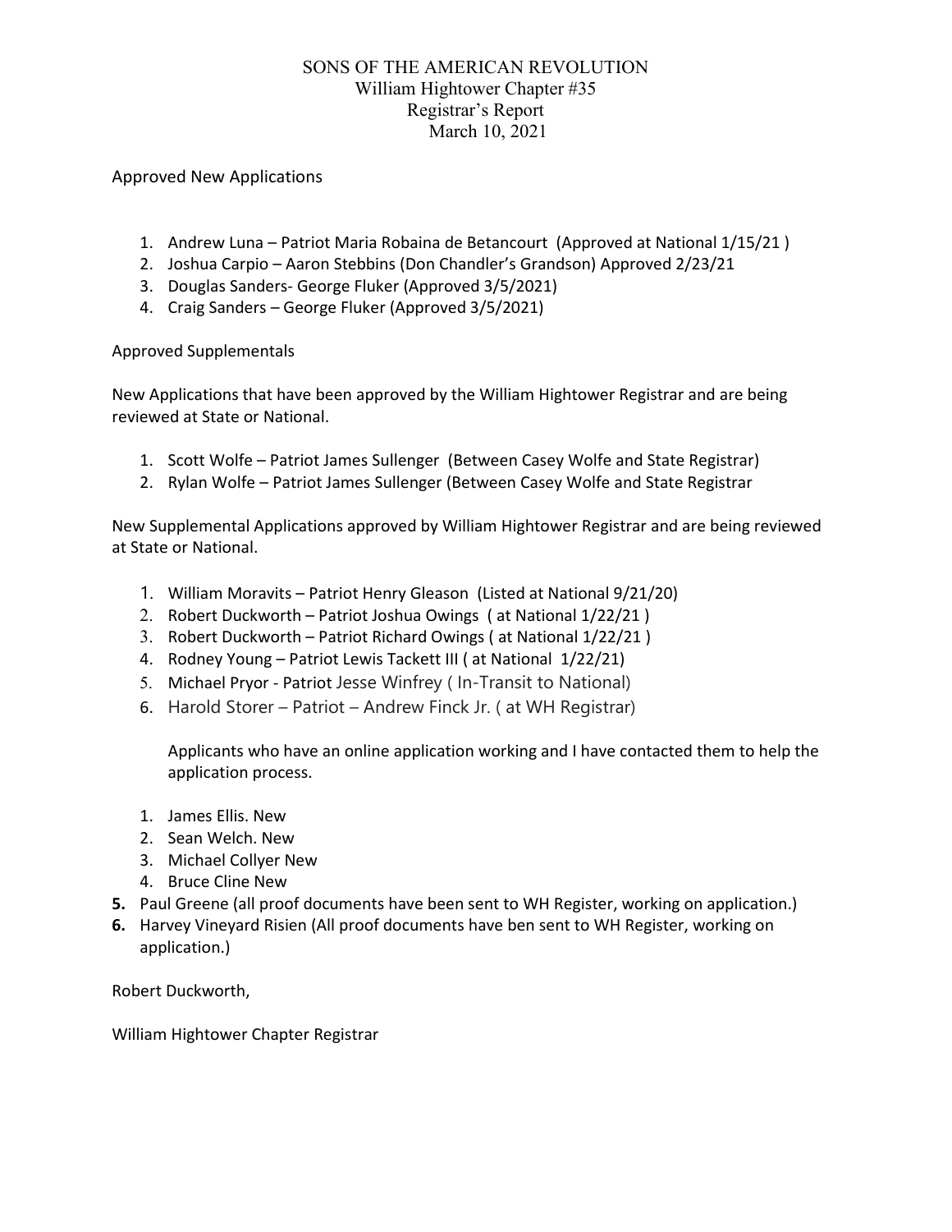# SONS OF THE AMERICAN REVOLUTION
## William Hightower Chapter #35
## Registrar's Report
## March 10, 2021

Approved New Applications

1. Andrew Luna – Patriot Maria Robaina de Betancourt (Approved at National 1/15/21 )
2. Joshua Carpio – Aaron Stebbins (Don Chandler's Grandson) Approved 2/23/21
3. Douglas Sanders- George Fluker (Approved 3/5/2021)
4. Craig Sanders – George Fluker (Approved 3/5/2021)

Approved Supplementals

New Applications that have been approved by the William Hightower Registrar and are being reviewed at State or National.

1. Scott Wolfe – Patriot James Sullenger (Between Casey Wolfe and State Registrar)
2. Rylan Wolfe – Patriot James Sullenger (Between Casey Wolfe and State Registrar

New Supplemental Applications approved by William Hightower Registrar and are being reviewed at State or National.

1. William Moravits – Patriot Henry Gleason (Listed at National 9/21/20)
2. Robert Duckworth – Patriot Joshua Owings ( at National 1/22/21 )
3. Robert Duckworth – Patriot Richard Owings ( at National 1/22/21 )
4. Rodney Young – Patriot Lewis Tackett III ( at National 1/22/21)
5. Michael Pryor - Patriot Jesse Winfrey ( In-Transit to National)
6. Harold Storer – Patriot – Andrew Finck Jr. ( at WH Registrar)

Applicants who have an online application working and I have contacted them to help the application process.

1. James Ellis. New
2. Sean Welch. New
3. Michael Collyer New
4. Bruce Cline New
5. Paul Greene (all proof documents have been sent to WH Register, working on application.)
6. Harvey Vineyard Risien (All proof documents have ben sent to WH Register, working on application.)

Robert Duckworth,

William Hightower Chapter Registrar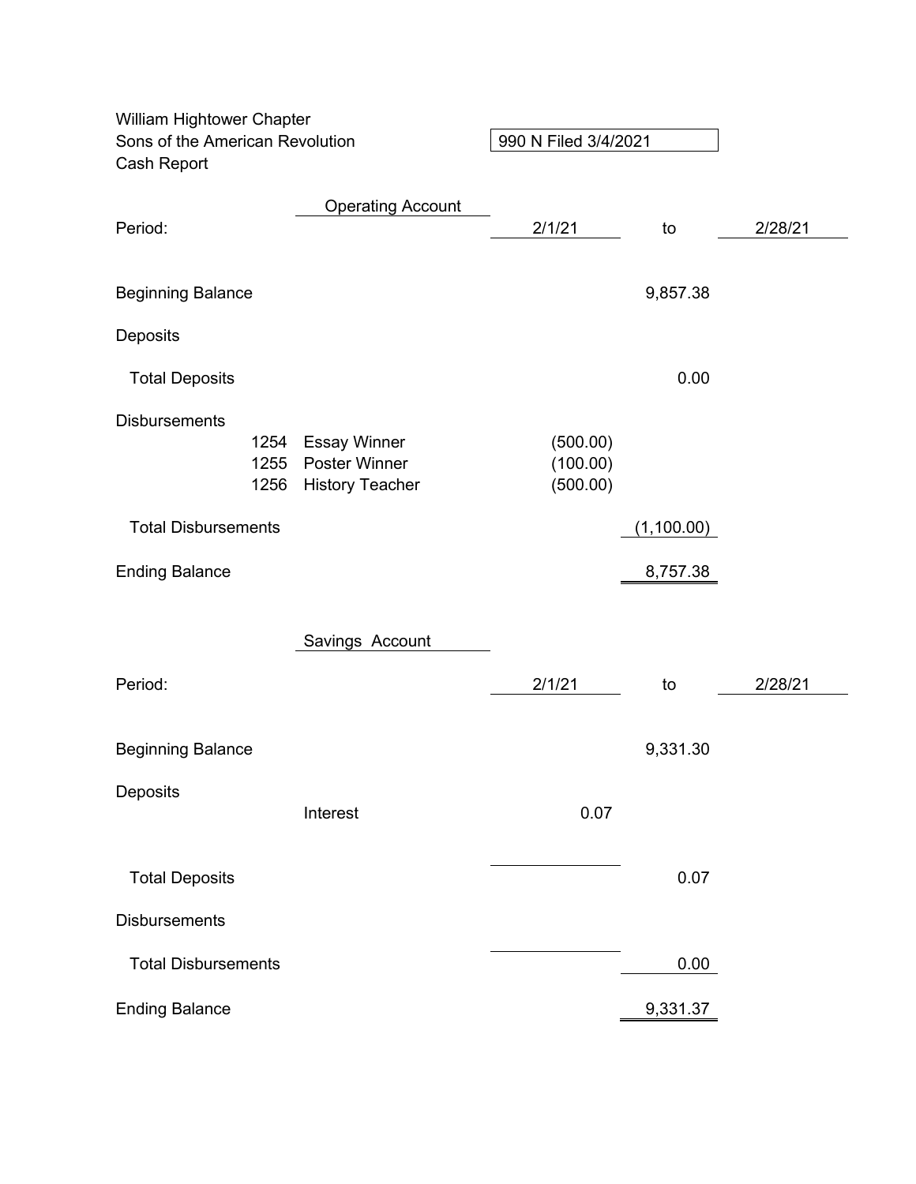William Hightower Chapter
Sons of the American Revolution
Cash Report

990 N Filed 3/4/2021

## Operating Account

| | | | | |
|---|---|---|---|---|
| Period: | | 2/1/21 | to | 2/28/21 |
| Beginning Balance | | | 9,857.38 | |
| Deposits | | | | |
| Total Deposits | | | 0.00 | |
| Disbursements | | | | |
| 1254 | Essay Winner | (500.00) | | |
| 1255 | Poster Winner | (100.00) | | |
| 1256 | History Teacher | (500.00) | | |
| Total Disbursements | | | (1,100.00) | |
| Ending Balance | | | 8,757.38 | |

## Savings Account

| | | | | |
|---|---|---|---|---|
| Period: | | 2/1/21 | to | 2/28/21 |
| Beginning Balance | | | 9,331.30 | |
| Deposits | | | | |
| | Interest | 0.07 | | |
| Total Deposits | | | 0.07 | |
| Disbursements | | | | |
| Total Disbursements | | | 0.00 | |
| Ending Balance | | | 9,331.37 | |